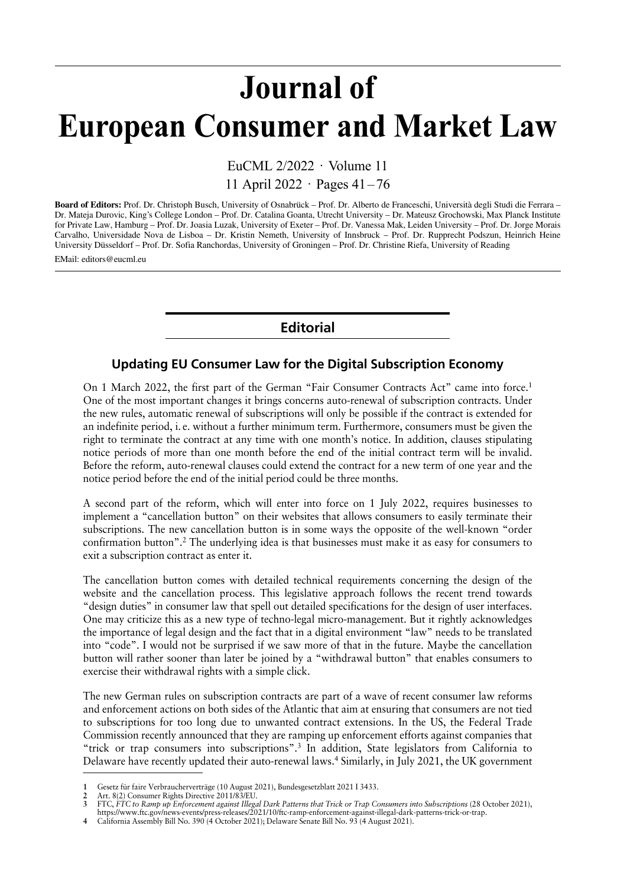# Journal of European Consumer and Market Law

EuCML 2/2022 · Volume 11

11 April 2022 · Pages 41 – 76

**Board of Editors:** Prof. Dr. Christoph Busch, University of Osnabrück – Prof. Dr. Alberto de Franceschi, Università degli Studi die Ferrara – Dr. Mateja Durovic, King's College London – Prof. Dr. Catalina Goanta, Utrecht University – Dr. Mateusz Grochowski, Max Planck Institute for Private Law, Hamburg – Prof. Dr. Joasia Luzak, University of Exeter – Prof. Dr. Vanessa Mak, Leiden University – Prof. Dr. Jorge Morais Carvalho, Universidade Nova de Lisboa – Dr. Kristin Nemeth, University of Innsbruck – Prof. Dr. Rupprecht Podszun, Heinrich Heine University Düsseldorf – Prof. Dr. Sofia Ranchordas, University of Groningen – Prof. Dr. Christine Riefa, University of Reading

EMail: editors@eucml.eu

## Editorial

### Updating EU Consumer Law for the Digital Subscription Economy

On 1 March 2022, the first part of the German "Fair Consumer Contracts Act" came into force.[1] One of the most important changes it brings concerns auto-renewal of subscription contracts. Under the new rules, automatic renewal of subscriptions will only be possible if the contract is extended for an indefinite period, i. e. without a further minimum term. Furthermore, consumers must be given the right to terminate the contract at any time with one month's notice. In addition, clauses stipulating notice periods of more than one month before the end of the initial contract term will be invalid. Before the reform, auto-renewal clauses could extend the contract for a new term of one year and the notice period before the end of the initial period could be three months.

A second part of the reform, which will enter into force on 1 July 2022, requires businesses to implement a "cancellation button" on their websites that allows consumers to easily terminate their subscriptions. The new cancellation button is in some ways the opposite of the well-known "order confirmation button".[2] The underlying idea is that businesses must make it as easy for consumers to exit a subscription contract as enter it.

The cancellation button comes with detailed technical requirements concerning the design of the website and the cancellation process. This legislative approach follows the recent trend towards "design duties" in consumer law that spell out detailed specifications for the design of user interfaces. One may criticize this as a new type of techno-legal micro-management. But it rightly acknowledges the importance of legal design and the fact that in a digital environment "law" needs to be translated into "code". I would not be surprised if we saw more of that in the future. Maybe the cancellation button will rather sooner than later be joined by a "withdrawal button" that enables consumers to exercise their withdrawal rights with a simple click.

The new German rules on subscription contracts are part of a wave of recent consumer law reforms and enforcement actions on both sides of the Atlantic that aim at ensuring that consumers are not tied to subscriptions for too long due to unwanted contract extensions. In the US, the Federal Trade Commission recently announced that they are ramping up enforcement efforts against companies that "trick or trap consumers into subscriptions".[3] In addition, State legislators from California to Delaware have recently updated their auto-renewal laws.[4] Similarly, in July 2021, the UK government

---

1 Gesetz für faire Verbraucherverträge (10 August 2021), Bundesgesetzblatt 2021 I 3433.

2 Art. 8(2) Consumer Rights Directive 2011/83/EU.

3 FTC, *FTC to Ramp up Enforcement against Illegal Dark Patterns that Trick or Trap Consumers into Subscriptions* (28 October 2021), https://www.ftc.gov/news-events/press-releases/2021/10/ftc-ramp-enforcement-against-illegal-dark-patterns-trick-or-trap.

4 California Assembly Bill No. 390 (4 October 2021); Delaware Senate Bill No. 93 (4 August 2021).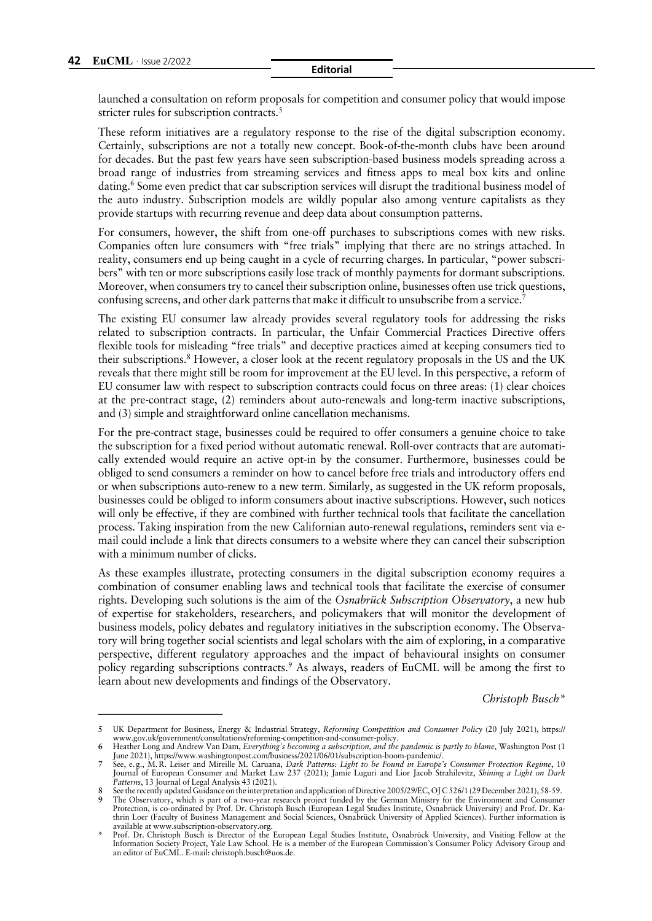launched a consultation on reform proposals for competition and consumer policy that would impose stricter rules for subscription contracts.[5]

These reform initiatives are a regulatory response to the rise of the digital subscription economy. Certainly, subscriptions are not a totally new concept. Book-of-the-month clubs have been around for decades. But the past few years have seen subscription-based business models spreading across a broad range of industries from streaming services and fitness apps to meal box kits and online dating.[6] Some even predict that car subscription services will disrupt the traditional business model of the auto industry. Subscription models are wildly popular also among venture capitalists as they provide startups with recurring revenue and deep data about consumption patterns.

For consumers, however, the shift from one-off purchases to subscriptions comes with new risks. Companies often lure consumers with "free trials" implying that there are no strings attached. In reality, consumers end up being caught in a cycle of recurring charges. In particular, "power subscribers" with ten or more subscriptions easily lose track of monthly payments for dormant subscriptions. Moreover, when consumers try to cancel their subscription online, businesses often use trick questions, confusing screens, and other dark patterns that make it difficult to unsubscribe from a service.[7]

The existing EU consumer law already provides several regulatory tools for addressing the risks related to subscription contracts. In particular, the Unfair Commercial Practices Directive offers flexible tools for misleading "free trials" and deceptive practices aimed at keeping consumers tied to their subscriptions.[8] However, a closer look at the recent regulatory proposals in the US and the UK reveals that there might still be room for improvement at the EU level. In this perspective, a reform of EU consumer law with respect to subscription contracts could focus on three areas: (1) clear choices at the pre-contract stage, (2) reminders about auto-renewals and long-term inactive subscriptions, and (3) simple and straightforward online cancellation mechanisms.

For the pre-contract stage, businesses could be required to offer consumers a genuine choice to take the subscription for a fixed period without automatic renewal. Roll-over contracts that are automatically extended would require an active opt-in by the consumer. Furthermore, businesses could be obliged to send consumers a reminder on how to cancel before free trials and introductory offers end or when subscriptions auto-renew to a new term. Similarly, as suggested in the UK reform proposals, businesses could be obliged to inform consumers about inactive subscriptions. However, such notices will only be effective, if they are combined with further technical tools that facilitate the cancellation process. Taking inspiration from the new Californian auto-renewal regulations, reminders sent via e-mail could include a link that directs consumers to a website where they can cancel their subscription with a minimum number of clicks.

As these examples illustrate, protecting consumers in the digital subscription economy requires a combination of consumer enabling laws and technical tools that facilitate the exercise of consumer rights. Developing such solutions is the aim of the *Osnabrück Subscription Observatory*, a new hub of expertise for stakeholders, researchers, and policymakers that will monitor the development of business models, policy debates and regulatory initiatives in the subscription economy. The Observatory will bring together social scientists and legal scholars with the aim of exploring, in a comparative perspective, different regulatory approaches and the impact of behavioural insights on consumer policy regarding subscriptions contracts.[9] As always, readers of EuCML will be among the first to learn about new developments and findings of the Observatory.

*Christoph Busch**

---

5 UK Department for Business, Energy & Industrial Strategy, *Reforming Competition and Consumer Policy* (20 July 2021), https://www.gov.uk/government/consultations/reforming-competition-and-consumer-policy.

6 Heather Long and Andrew Van Dam, *Everything's becoming a subscription, and the pandemic is partly to blame*, Washington Post (1 June 2021), https://www.washingtonpost.com/business/2021/06/01/subscription-boom-pandemic/.

7 See, e.g., M.R. Leiser and Mireille M. Caruana, *Dark Patterns: Light to be Found in Europe's Consumer Protection Regime*, 10 Journal of European Consumer and Market Law 237 (2021); Jamie Luguri and Lior Jacob Strahilevitz, *Shining a Light on Dark Patterns*, 13 Journal of Legal Analysis 43 (2021).

8 See the recently updated Guidance on the interpretation and application of Directive 2005/29/EC, OJ C 526/1 (29 December 2021), 58-59.

9 The Observatory, which is part of a two-year research project funded by the German Ministry for the Environment and Consumer Protection, is co-ordinated by Prof. Dr. Christoph Busch (European Legal Studies Institute, Osnabrück University) and Prof. Dr. Kathrin Loer (Faculty of Business Management and Social Sciences, Osnabrück University of Applied Sciences). Further information is available at www.subscription-observatory.org.

\* Prof. Dr. Christoph Busch is Director of the European Legal Studies Institute, Osnabrück University, and Visiting Fellow at the Information Society Project, Yale Law School. He is a member of the European Commission's Consumer Policy Advisory Group and an editor of EuCML. E-mail: christoph.busch@uos.de.